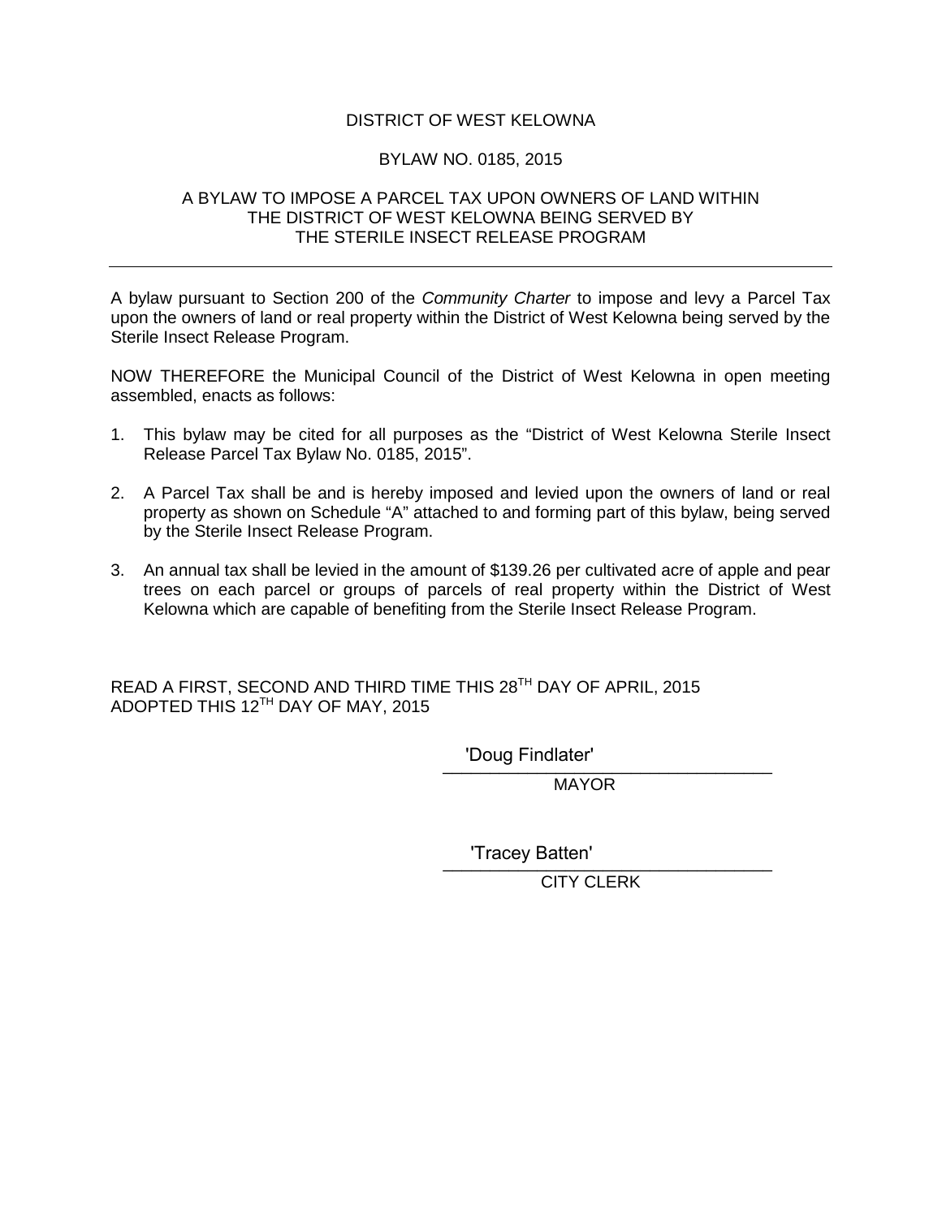DISTRICT OF WEST KELOWNA

BYLAW NO. 0185, 2015

A BYLAW TO IMPOSE A PARCEL TAX UPON OWNERS OF LAND WITHIN THE DISTRICT OF WEST KELOWNA BEING SERVED BY THE STERILE INSECT RELEASE PROGRAM

---

A bylaw pursuant to Section 200 of the *Community Charter* to impose and levy a Parcel Tax upon the owners of land or real property within the District of West Kelowna being served by the Sterile Insect Release Program.

NOW THEREFORE the Municipal Council of the District of West Kelowna in open meeting assembled, enacts as follows:

1. This bylaw may be cited for all purposes as the "District of West Kelowna Sterile Insect Release Parcel Tax Bylaw No. 0185, 2015".

2. A Parcel Tax shall be and is hereby imposed and levied upon the owners of land or real property as shown on Schedule "A" attached to and forming part of this bylaw, being served by the Sterile Insect Release Program.

3. An annual tax shall be levied in the amount of $139.26 per cultivated acre of apple and pear trees on each parcel or groups of parcels of real property within the District of West Kelowna which are capable of benefiting from the Sterile Insect Release Program.

READ A FIRST, SECOND AND THIRD TIME THIS 28TH DAY OF APRIL, 2015
ADOPTED THIS 12TH DAY OF MAY, 2015

'Doug Findlater'
MAYOR

'Tracey Batten'
CITY CLERK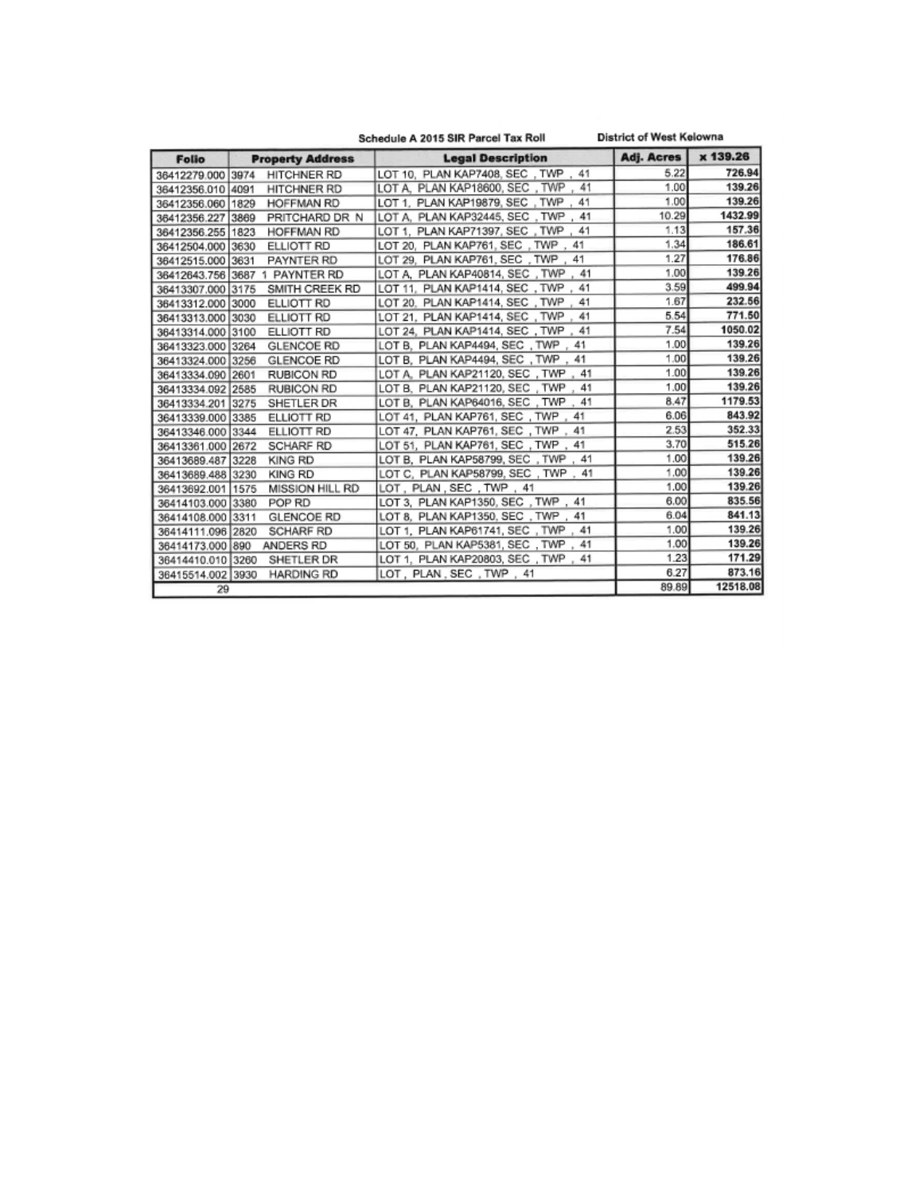Schedule A 2015 SIR Parcel Tax Roll — District of West Kelowna

| Folio | Property Address | Legal Description | Adj. Acres | x 139.26 |
|---|---|---|---|---|
| 36412279.000 | 3974 HITCHNER RD | LOT 10, PLAN KAP7408, SEC , TWP , 41 | 5.22 | 726.94 |
| 36412356.010 | 4091 HITCHNER RD | LOT A, PLAN KAP18600, SEC , TWP , 41 | 1.00 | 139.26 |
| 36412356.060 | 1829 HOFFMAN RD | LOT 1, PLAN KAP19879, SEC , TWP , 41 | 1.00 | 139.26 |
| 36412356.227 | 3869 PRITCHARD DR N | LOT A, PLAN KAP32445, SEC , TWP , 41 | 10.29 | 1432.99 |
| 36412356.255 | 1823 HOFFMAN RD | LOT 1, PLAN KAP71397, SEC , TWP , 41 | 1.13 | 157.36 |
| 36412504.000 | 3630 ELLIOTT RD | LOT 20, PLAN KAP761, SEC , TWP , 41 | 1.34 | 186.61 |
| 36412515.000 | 3631 PAYNTER RD | LOT 29, PLAN KAP761, SEC , TWP , 41 | 1.27 | 176.86 |
| 36412643.756 | 3687 1 PAYNTER RD | LOT A, PLAN KAP40814, SEC , TWP , 41 | 1.00 | 139.26 |
| 36413307.000 | 3175 SMITH CREEK RD | LOT 11, PLAN KAP1414, SEC , TWP , 41 | 3.59 | 499.94 |
| 36413312.000 | 3000 ELLIOTT RD | LOT 20, PLAN KAP1414, SEC , TWP , 41 | 1.67 | 232.56 |
| 36413313.000 | 3030 ELLIOTT RD | LOT 21, PLAN KAP1414, SEC , TWP , 41 | 5.54 | 771.50 |
| 36413314.000 | 3100 ELLIOTT RD | LOT 24, PLAN KAP1414, SEC , TWP , 41 | 7.54 | 1050.02 |
| 36413323.000 | 3264 GLENCOE RD | LOT B, PLAN KAP4494, SEC , TWP , 41 | 1.00 | 139.26 |
| 36413324.000 | 3256 GLENCOE RD | LOT B, PLAN KAP4494, SEC , TWP , 41 | 1.00 | 139.26 |
| 36413334.090 | 2601 RUBICON RD | LOT A, PLAN KAP21120, SEC , TWP , 41 | 1.00 | 139.26 |
| 36413334.092 | 2585 RUBICON RD | LOT B, PLAN KAP21120, SEC , TWP , 41 | 1.00 | 139.26 |
| 36413334.201 | 3275 SHETLER DR | LOT B, PLAN KAP64016, SEC , TWP , 41 | 8.47 | 1179.53 |
| 36413339.000 | 3385 ELLIOTT RD | LOT 41, PLAN KAP761, SEC , TWP , 41 | 6.06 | 843.92 |
| 36413346.000 | 3344 ELLIOTT RD | LOT 47, PLAN KAP761, SEC , TWP , 41 | 2.53 | 352.33 |
| 36413361.000 | 2672 SCHARF RD | LOT 51, PLAN KAP761, SEC , TWP , 41 | 3.70 | 515.26 |
| 36413689.487 | 3228 KING RD | LOT B, PLAN KAP58799, SEC , TWP , 41 | 1.00 | 139.26 |
| 36413689.488 | 3230 KING RD | LOT C, PLAN KAP58799, SEC , TWP , 41 | 1.00 | 139.26 |
| 36413692.001 | 1575 MISSION HILL RD | LOT , PLAN , SEC , TWP , 41 | 1.00 | 139.26 |
| 36414103.000 | 3380 POP RD | LOT 3, PLAN KAP1350, SEC , TWP , 41 | 6.00 | 835.56 |
| 36414108.000 | 3311 GLENCOE RD | LOT 8, PLAN KAP1350, SEC , TWP , 41 | 6.04 | 841.13 |
| 36414111.096 | 2820 SCHARF RD | LOT 1, PLAN KAP61741, SEC , TWP , 41 | 1.00 | 139.26 |
| 36414173.000 | 890 ANDERS RD | LOT 50, PLAN KAP5381, SEC , TWP , 41 | 1.00 | 139.26 |
| 36414410.010 | 3260 SHETLER DR | LOT 1, PLAN KAP20803, SEC , TWP , 41 | 1.23 | 171.29 |
| 36415514.002 | 3930 HARDING RD | LOT , PLAN , SEC , TWP , 41 | 6.27 | 873.16 |
| 29 | | | 89.89 | 12518.08 |